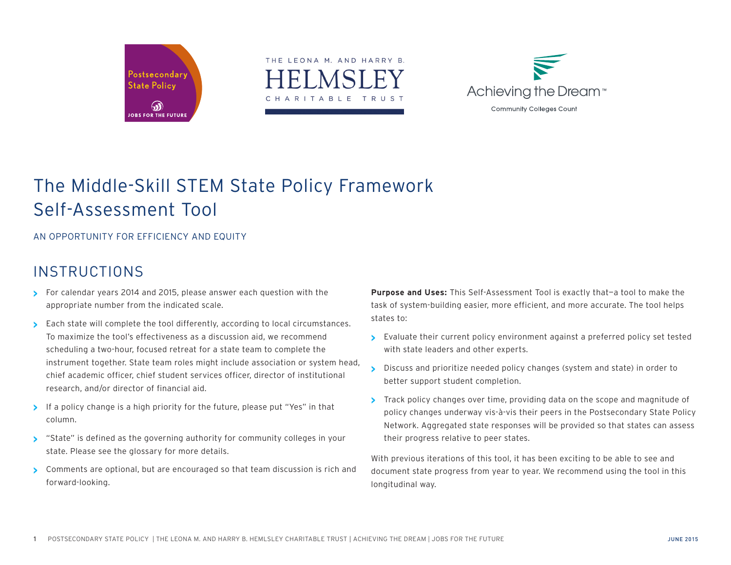# The Middle-Skill STEM State Policy Framework Self-Assessment Tool

AN OPPORTUNITY FOR EFFICIENCY AND EQUITY

## INSTRUCTIONS

- For calendar years 2014 and 2015, please answer each question with the appropriate number from the indicated scale.
- Each state will complete the tool differently, according to local circumstances. To maximize the tool's effectiveness as a discussion aid, we recommend scheduling a two-hour, focused retreat for a state team to complete the instrument together. State team roles might include association or system head, chief academic officer, chief student services officer, director of institutional research, and/or director of financial aid.
- If a policy change is a high priority for the future, please put "Yes" in that column.
- "State" is defined as the governing authority for community colleges in your state. Please see the glossary for more details.
- Comments are optional, but are encouraged so that team discussion is rich and forward-looking.

**Purpose and Uses:** This Self-Assessment Tool is exactly that—a tool to make the task of system-building easier, more efficient, and more accurate. The tool helps states to:

- Evaluate their current policy environment against a preferred policy set tested with state leaders and other experts.
- Discuss and prioritize needed policy changes (system and state) in order to better support student completion.
- Track policy changes over time, providing data on the scope and magnitude of policy changes underway vis-à-vis their peers in the Postsecondary State Policy Network. Aggregated state responses will be provided so that states can assess their progress relative to peer states.

With previous iterations of this tool, it has been exciting to be able to see and document state progress from year to year. We recommend using the tool in this longitudinal way.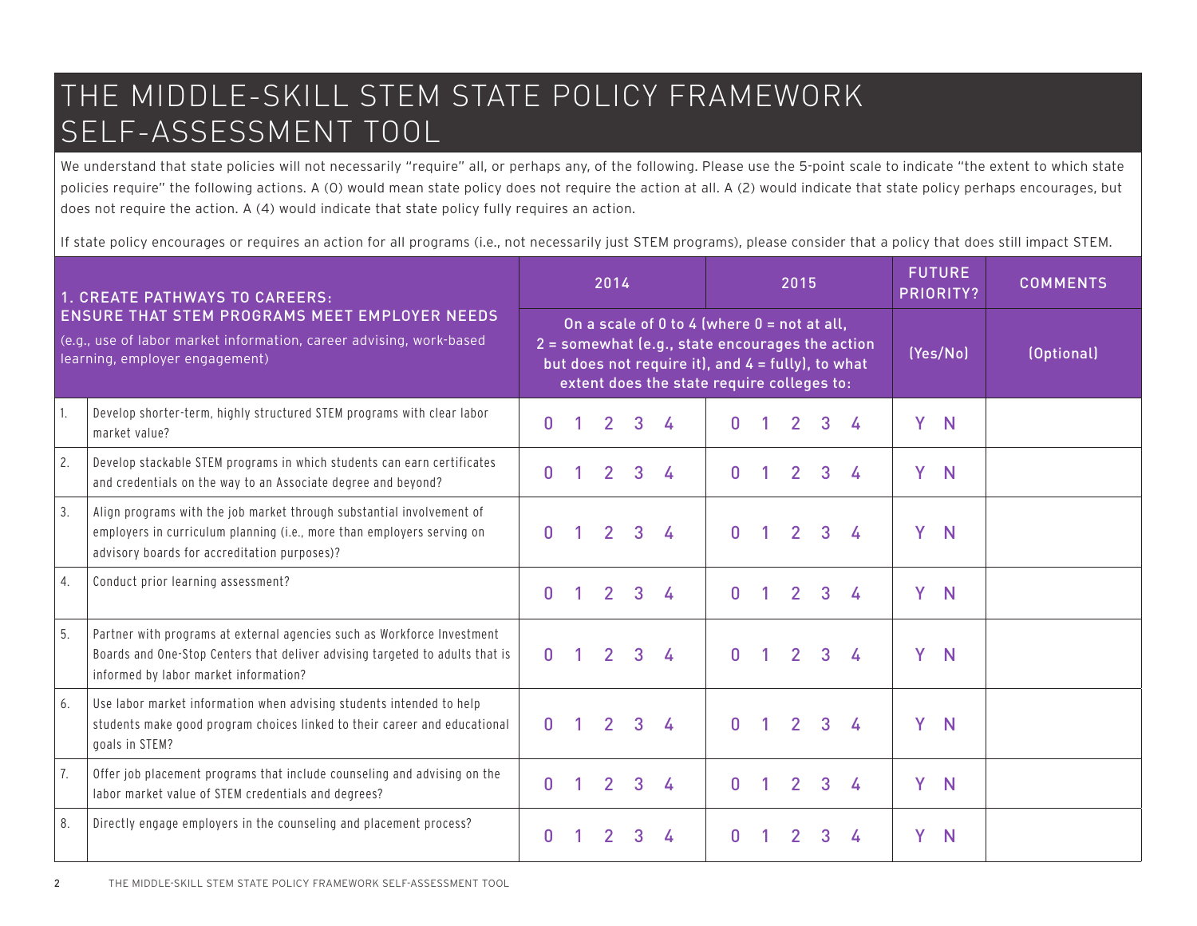# THE MIDDLE-SKILL STEM STATE POLICY FRAMEWORK SELF-ASSESSMENT TOOL

We understand that state policies will not necessarily "require" all, or perhaps any, of the following. Please use the 5-point scale to indicate "the extent to which state policies require" the following actions. A (0) would mean state policy does not require the action at all. A (2) would indicate that state policy perhaps encourages, but does not require the action. A (4) would indicate that state policy fully requires an action.

If state policy encourages or requires an action for all programs (i.e., not necessarily just STEM programs), please consider that a policy that does still impact STEM.

| | **1. CREATE PATHWAYS TO CAREERS: ENSURE THAT STEM PROGRAMS MEET EMPLOYER NEEDS** (e.g., use of labor market information, career advising, work-based learning, employer engagement) | **2014** | **2015** | **FUTURE PRIORITY?** | **COMMENTS** |
|---|---|---|---|---|---|
| | | **On a scale of 0 to 4 (where 0 = not at all, 2 = somewhat (e.g., state encourages the action but does not require it), and 4 = fully), to what extent does the state require colleges to:** | | **(Yes/No)** | **(Optional)** |
| 1. | Develop shorter-term, highly structured STEM programs with clear labor market value? | 0 1 2 3 4 | 0 1 2 3 4 | Y N | |
| 2. | Develop stackable STEM programs in which students can earn certificates and credentials on the way to an Associate degree and beyond? | 0 1 2 3 4 | 0 1 2 3 4 | Y N | |
| 3. | Align programs with the job market through substantial involvement of employers in curriculum planning (i.e., more than employers serving on advisory boards for accreditation purposes)? | 0 1 2 3 4 | 0 1 2 3 4 | Y N | |
| 4. | Conduct prior learning assessment? | 0 1 2 3 4 | 0 1 2 3 4 | Y N | |
| 5. | Partner with programs at external agencies such as Workforce Investment Boards and One-Stop Centers that deliver advising targeted to adults that is informed by labor market information? | 0 1 2 3 4 | 0 1 2 3 4 | Y N | |
| 6. | Use labor market information when advising students intended to help students make good program choices linked to their career and educational goals in STEM? | 0 1 2 3 4 | 0 1 2 3 4 | Y N | |
| 7. | Offer job placement programs that include counseling and advising on the labor market value of STEM credentials and degrees? | 0 1 2 3 4 | 0 1 2 3 4 | Y N | |
| 8. | Directly engage employers in the counseling and placement process? | 0 1 2 3 4 | 0 1 2 3 4 | Y N | |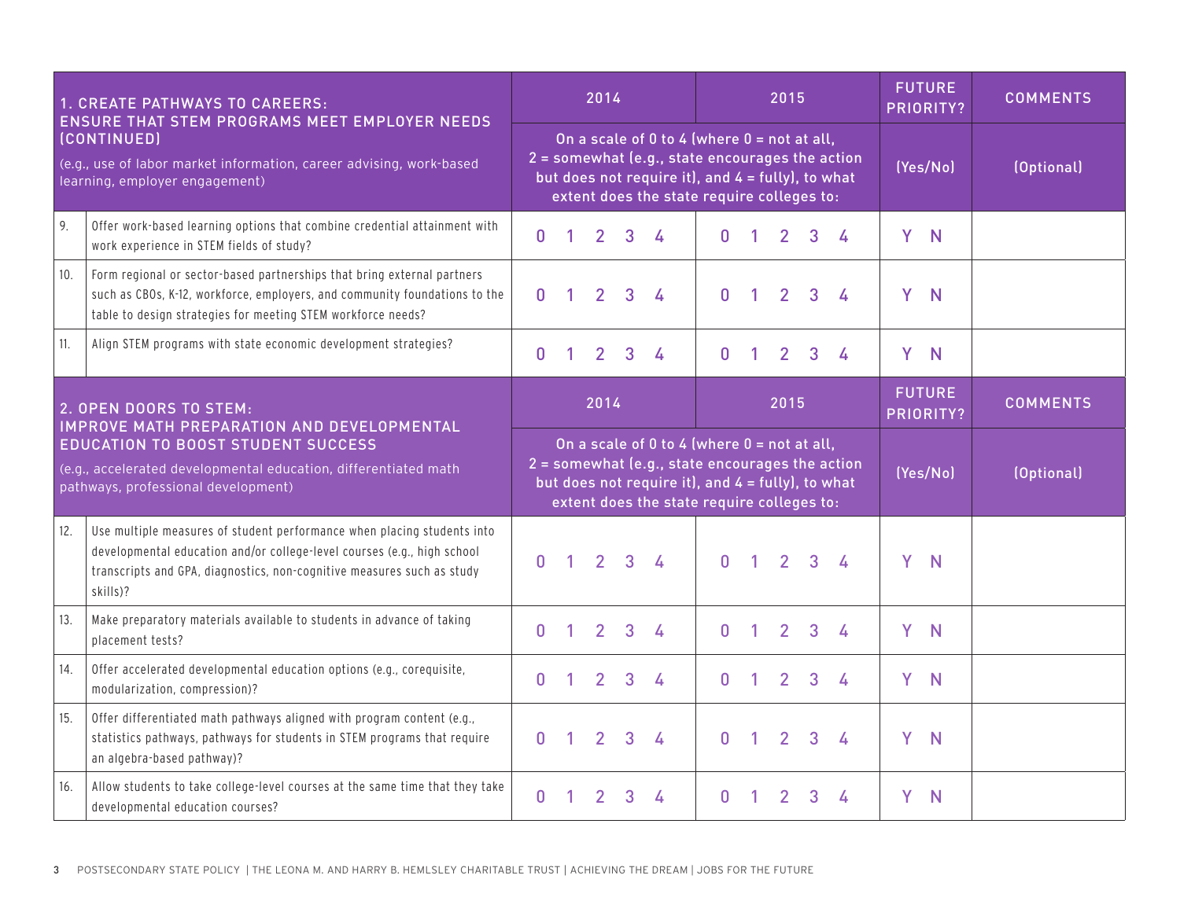| 1. CREATE PATHWAYS TO CAREERS: ENSURE THAT STEM PROGRAMS MEET EMPLOYER NEEDS (CONTINUED) (e.g., use of labor market information, career advising, work-based learning, employer engagement) | | 2014 | 2015 | FUTURE PRIORITY? | COMMENTS |
|---|---|---|---|---|---|
| | | On a scale of 0 to 4 (where 0 = not at all, 2 = somewhat (e.g., state encourages the action but does not require it), and 4 = fully), to what extent does the state require colleges to: | | (Yes/No) | (Optional) |
| 9. | Offer work-based learning options that combine credential attainment with work experience in STEM fields of study? | 0 1 2 3 4 | 0 1 2 3 4 | Y N | |
| 10. | Form regional or sector-based partnerships that bring external partners such as CBOs, K-12, workforce, employers, and community foundations to the table to design strategies for meeting STEM workforce needs? | 0 1 2 3 4 | 0 1 2 3 4 | Y N | |
| 11. | Align STEM programs with state economic development strategies? | 0 1 2 3 4 | 0 1 2 3 4 | Y N | |

| 2. OPEN DOORS TO STEM: IMPROVE MATH PREPARATION AND DEVELOPMENTAL EDUCATION TO BOOST STUDENT SUCCESS (e.g., accelerated developmental education, differentiated math pathways, professional development) | | 2014 | 2015 | FUTURE PRIORITY? | COMMENTS |
|---|---|---|---|---|---|
| | | On a scale of 0 to 4 (where 0 = not at all, 2 = somewhat (e.g., state encourages the action but does not require it), and 4 = fully), to what extent does the state require colleges to: | | (Yes/No) | (Optional) |
| 12. | Use multiple measures of student performance when placing students into developmental education and/or college-level courses (e.g., high school transcripts and GPA, diagnostics, non-cognitive measures such as study skills)? | 0 1 2 3 4 | 0 1 2 3 4 | Y N | |
| 13. | Make preparatory materials available to students in advance of taking placement tests? | 0 1 2 3 4 | 0 1 2 3 4 | Y N | |
| 14. | Offer accelerated developmental education options (e.g., corequisite, modularization, compression)? | 0 1 2 3 4 | 0 1 2 3 4 | Y N | |
| 15. | Offer differentiated math pathways aligned with program content (e.g., statistics pathways, pathways for students in STEM programs that require an algebra-based pathway)? | 0 1 2 3 4 | 0 1 2 3 4 | Y N | |
| 16. | Allow students to take college-level courses at the same time that they take developmental education courses? | 0 1 2 3 4 | 0 1 2 3 4 | Y N | |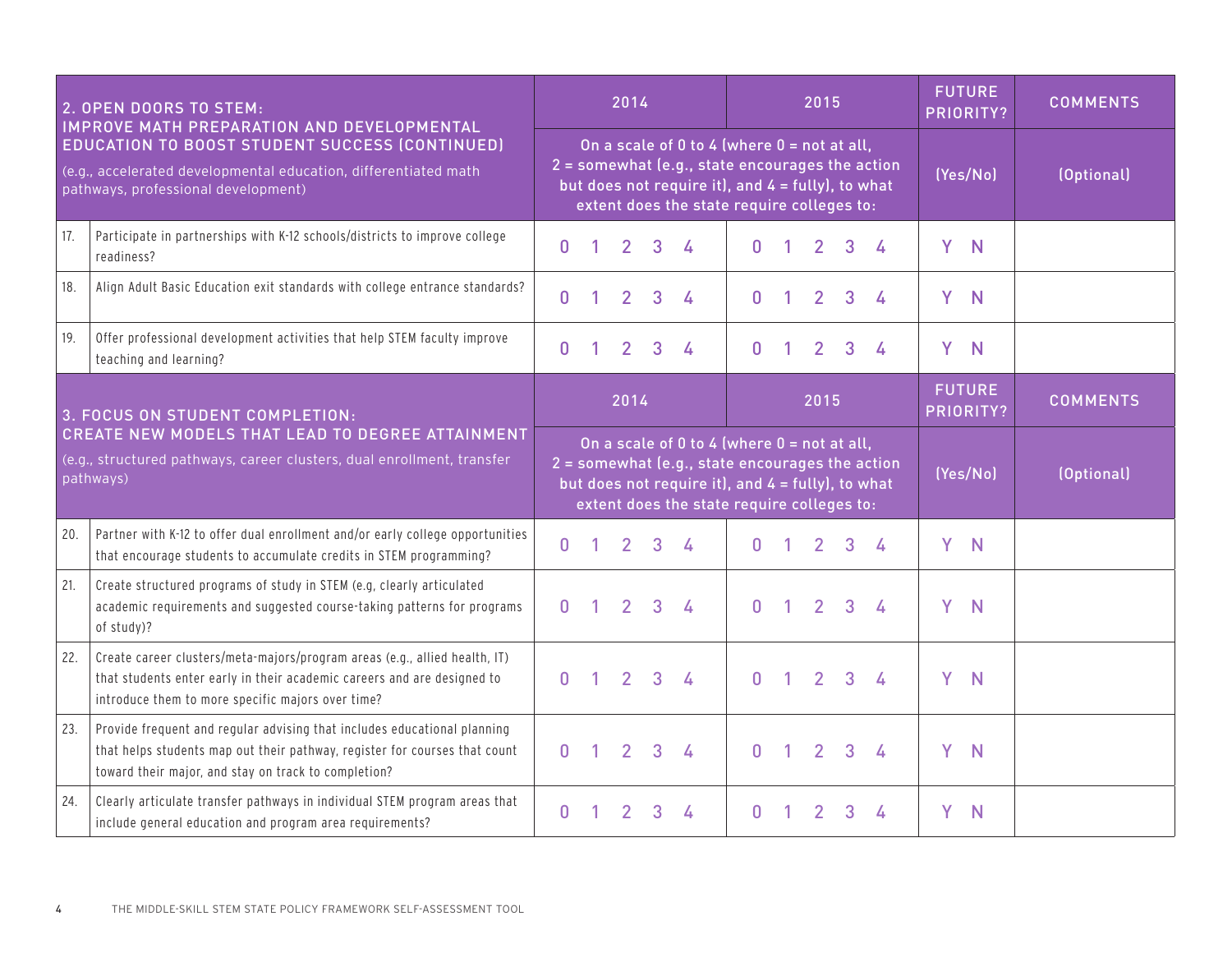| 2. OPEN DOORS TO STEM: IMPROVE MATH PREPARATION AND DEVELOPMENTAL EDUCATION TO BOOST STUDENT SUCCESS (CONTINUED) (e.g., accelerated developmental education, differentiated math pathways, professional development) | | 2014 | 2015 | FUTURE PRIORITY? | COMMENTS |
|---|---|---|---|---|---|
| | | On a scale of 0 to 4 (where 0 = not at all, 2 = somewhat (e.g., state encourages the action but does not require it), and 4 = fully), to what extent does the state require colleges to: | | (Yes/No) | (Optional) |
| 17. | Participate in partnerships with K-12 schools/districts to improve college readiness? | 0 1 2 3 4 | 0 1 2 3 4 | Y N | |
| 18. | Align Adult Basic Education exit standards with college entrance standards? | 0 1 2 3 4 | 0 1 2 3 4 | Y N | |
| 19. | Offer professional development activities that help STEM faculty improve teaching and learning? | 0 1 2 3 4 | 0 1 2 3 4 | Y N | |

| 3. FOCUS ON STUDENT COMPLETION: CREATE NEW MODELS THAT LEAD TO DEGREE ATTAINMENT (e.g., structured pathways, career clusters, dual enrollment, transfer pathways) | | 2014 | 2015 | FUTURE PRIORITY? | COMMENTS |
|---|---|---|---|---|---|
| | | On a scale of 0 to 4 (where 0 = not at all, 2 = somewhat (e.g., state encourages the action but does not require it), and 4 = fully), to what extent does the state require colleges to: | | (Yes/No) | (Optional) |
| 20. | Partner with K-12 to offer dual enrollment and/or early college opportunities that encourage students to accumulate credits in STEM programming? | 0 1 2 3 4 | 0 1 2 3 4 | Y N | |
| 21. | Create structured programs of study in STEM (e.g, clearly articulated academic requirements and suggested course-taking patterns for programs of study)? | 0 1 2 3 4 | 0 1 2 3 4 | Y N | |
| 22. | Create career clusters/meta-majors/program areas (e.g., allied health, IT) that students enter early in their academic careers and are designed to introduce them to more specific majors over time? | 0 1 2 3 4 | 0 1 2 3 4 | Y N | |
| 23. | Provide frequent and regular advising that includes educational planning that helps students map out their pathway, register for courses that count toward their major, and stay on track to completion? | 0 1 2 3 4 | 0 1 2 3 4 | Y N | |
| 24. | Clearly articulate transfer pathways in individual STEM program areas that include general education and program area requirements? | 0 1 2 3 4 | 0 1 2 3 4 | Y N | |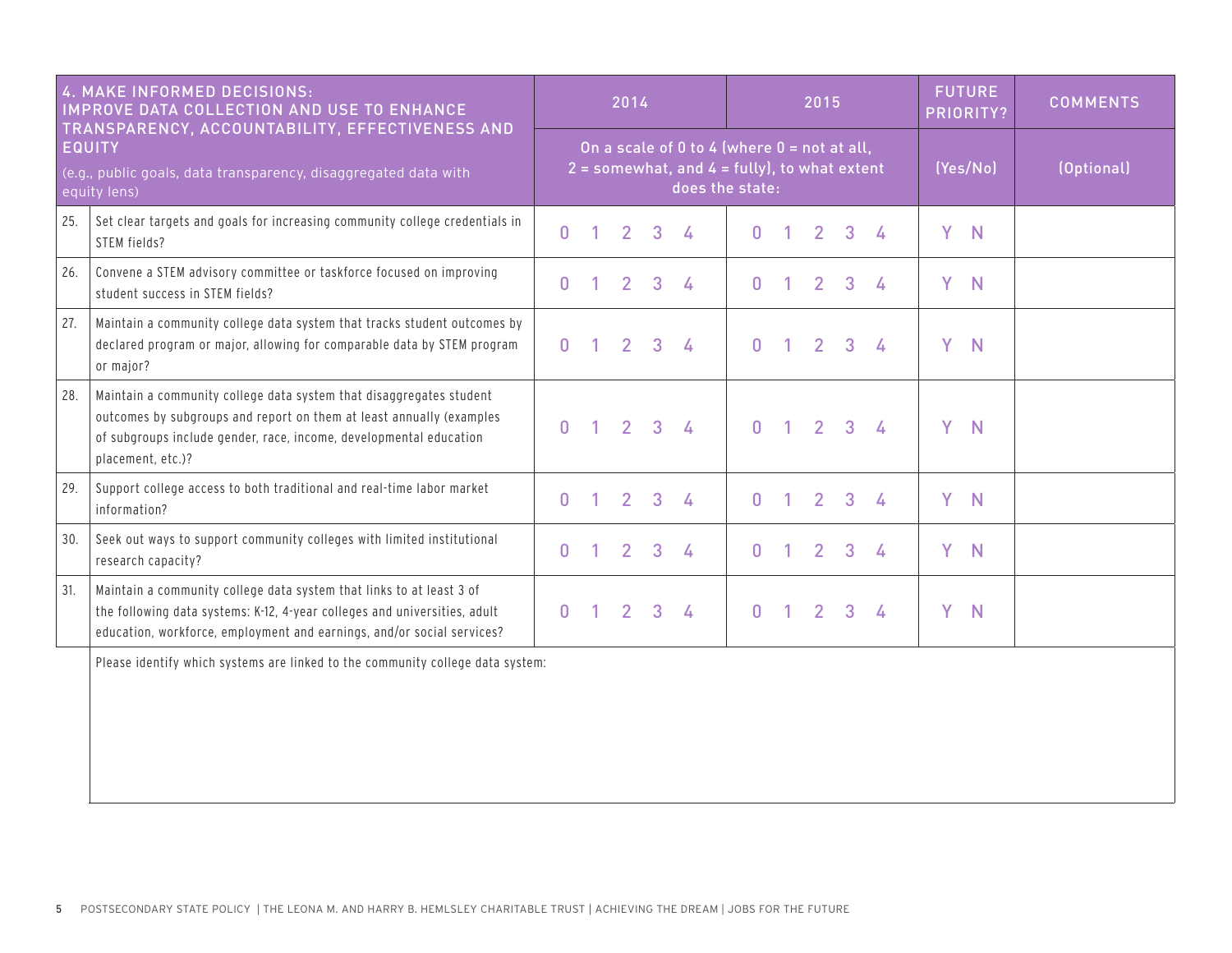| | 4. MAKE INFORMED DECISIONS: IMPROVE DATA COLLECTION AND USE TO ENHANCE TRANSPARENCY, ACCOUNTABILITY, EFFECTIVENESS AND EQUITY (e.g., public goals, data transparency, disaggregated data with equity lens) | 2014 | 2015 | FUTURE PRIORITY? | COMMENTS |
|---|---|---|---|---|---|
| | | On a scale of 0 to 4 (where 0 = not at all, 2 = somewhat, and 4 = fully), to what extent does the state: | | (Yes/No) | (Optional) |
| 25. | Set clear targets and goals for increasing community college credentials in STEM fields? | 0 1 2 3 4 | 0 1 2 3 4 | Y N | |
| 26. | Convene a STEM advisory committee or taskforce focused on improving student success in STEM fields? | 0 1 2 3 4 | 0 1 2 3 4 | Y N | |
| 27. | Maintain a community college data system that tracks student outcomes by declared program or major, allowing for comparable data by STEM program or major? | 0 1 2 3 4 | 0 1 2 3 4 | Y N | |
| 28. | Maintain a community college data system that disaggregates student outcomes by subgroups and report on them at least annually (examples of subgroups include gender, race, income, developmental education placement, etc.)? | 0 1 2 3 4 | 0 1 2 3 4 | Y N | |
| 29. | Support college access to both traditional and real-time labor market information? | 0 1 2 3 4 | 0 1 2 3 4 | Y N | |
| 30. | Seek out ways to support community colleges with limited institutional research capacity? | 0 1 2 3 4 | 0 1 2 3 4 | Y N | |
| 31. | Maintain a community college data system that links to at least 3 of the following data systems: K-12, 4-year colleges and universities, adult education, workforce, employment and earnings, and/or social services? | 0 1 2 3 4 | 0 1 2 3 4 | Y N | |

Please identify which systems are linked to the community college data system: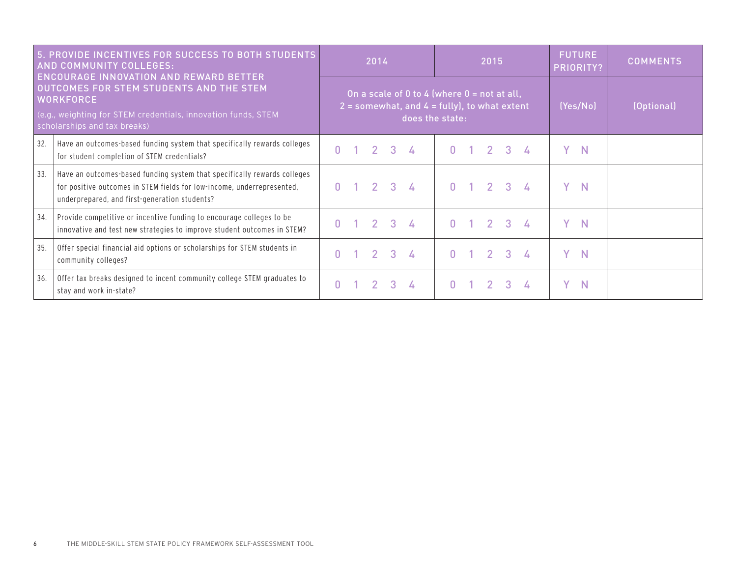| 5. PROVIDE INCENTIVES FOR SUCCESS TO BOTH STUDENTS AND COMMUNITY COLLEGES: ENCOURAGE INNOVATION AND REWARD BETTER OUTCOMES FOR STEM STUDENTS AND THE STEM WORKFORCE (e.g., weighting for STEM credentials, innovation funds, STEM scholarships and tax breaks) | | 2014 | 2015 | FUTURE PRIORITY? | COMMENTS |
|---|---|---|---|---|---|
| | | On a scale of 0 to 4 (where 0 = not at all, 2 = somewhat, and 4 = fully), to what extent does the state: | | (Yes/No) | (Optional) |
| 32. | Have an outcomes-based funding system that specifically rewards colleges for student completion of STEM credentials? | 0 1 2 3 4 | 0 1 2 3 4 | Y N | |
| 33. | Have an outcomes-based funding system that specifically rewards colleges for positive outcomes in STEM fields for low-income, underrepresented, underprepared, and first-generation students? | 0 1 2 3 4 | 0 1 2 3 4 | Y N | |
| 34. | Provide competitive or incentive funding to encourage colleges to be innovative and test new strategies to improve student outcomes in STEM? | 0 1 2 3 4 | 0 1 2 3 4 | Y N | |
| 35. | Offer special financial aid options or scholarships for STEM students in community colleges? | 0 1 2 3 4 | 0 1 2 3 4 | Y N | |
| 36. | Offer tax breaks designed to incent community college STEM graduates to stay and work in-state? | 0 1 2 3 4 | 0 1 2 3 4 | Y N | |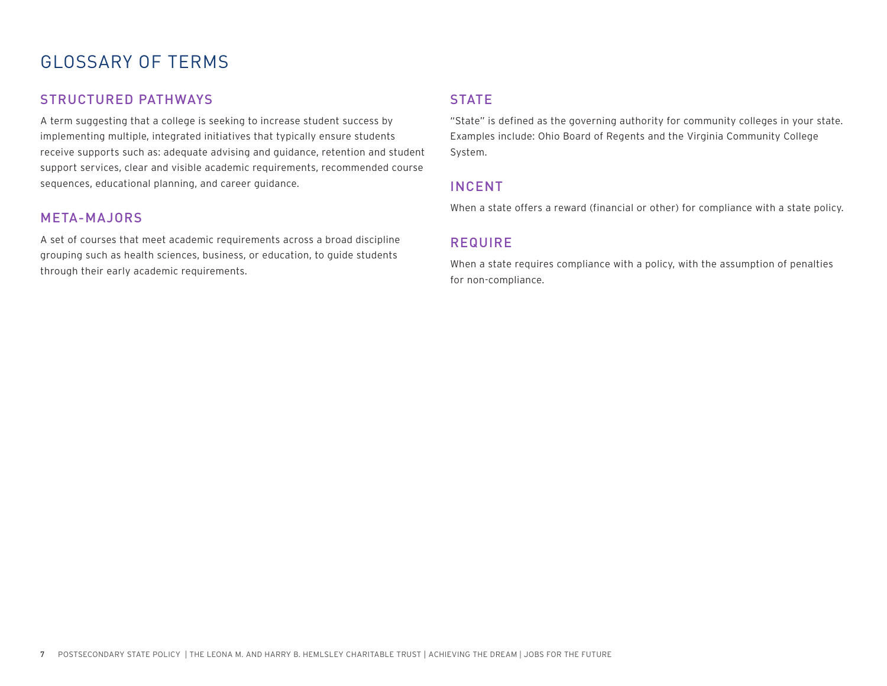# GLOSSARY OF TERMS

## STRUCTURED PATHWAYS

A term suggesting that a college is seeking to increase student success by implementing multiple, integrated initiatives that typically ensure students receive supports such as: adequate advising and guidance, retention and student support services, clear and visible academic requirements, recommended course sequences, educational planning, and career guidance.

## META-MAJORS

A set of courses that meet academic requirements across a broad discipline grouping such as health sciences, business, or education, to guide students through their early academic requirements.

## STATE

"State" is defined as the governing authority for community colleges in your state. Examples include: Ohio Board of Regents and the Virginia Community College System.

## INCENT

When a state offers a reward (financial or other) for compliance with a state policy.

## REQUIRE

When a state requires compliance with a policy, with the assumption of penalties for non-compliance.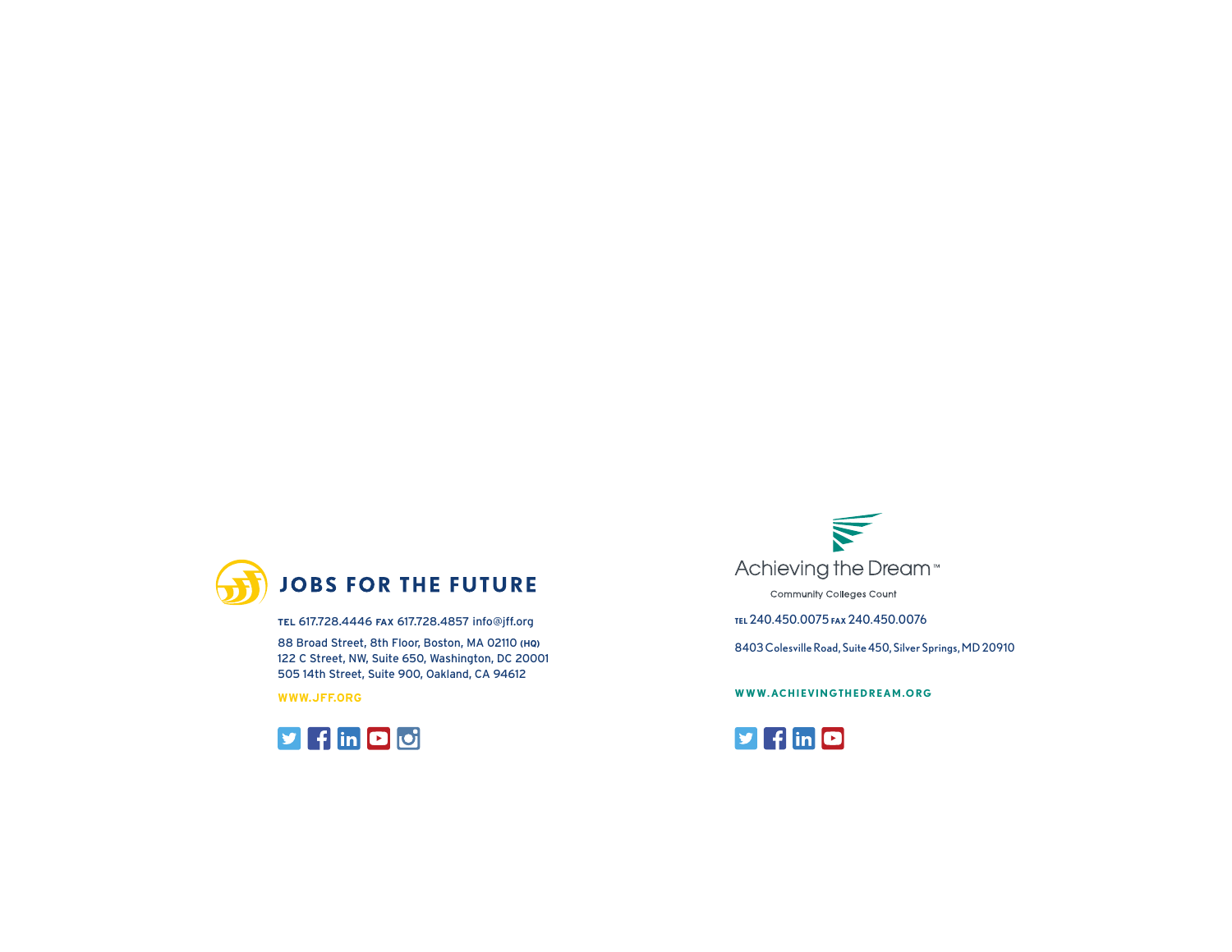JOBS FOR THE FUTURE

TEL 617.728.4446 FAX 617.728.4857 info@jff.org

88 Broad Street, 8th Floor, Boston, MA 02110 (HQ)
122 C Street, NW, Suite 650, Washington, DC 20001
505 14th Street, Suite 900, Oakland, CA 94612

WWW.JFF.ORG

Achieving the Dream™

Community Colleges Count

TEL 240.450.0075 FAX 240.450.0076

8403 Colesville Road, Suite 450, Silver Springs, MD 20910

WWW.ACHIEVINGTHEDREAM.ORG